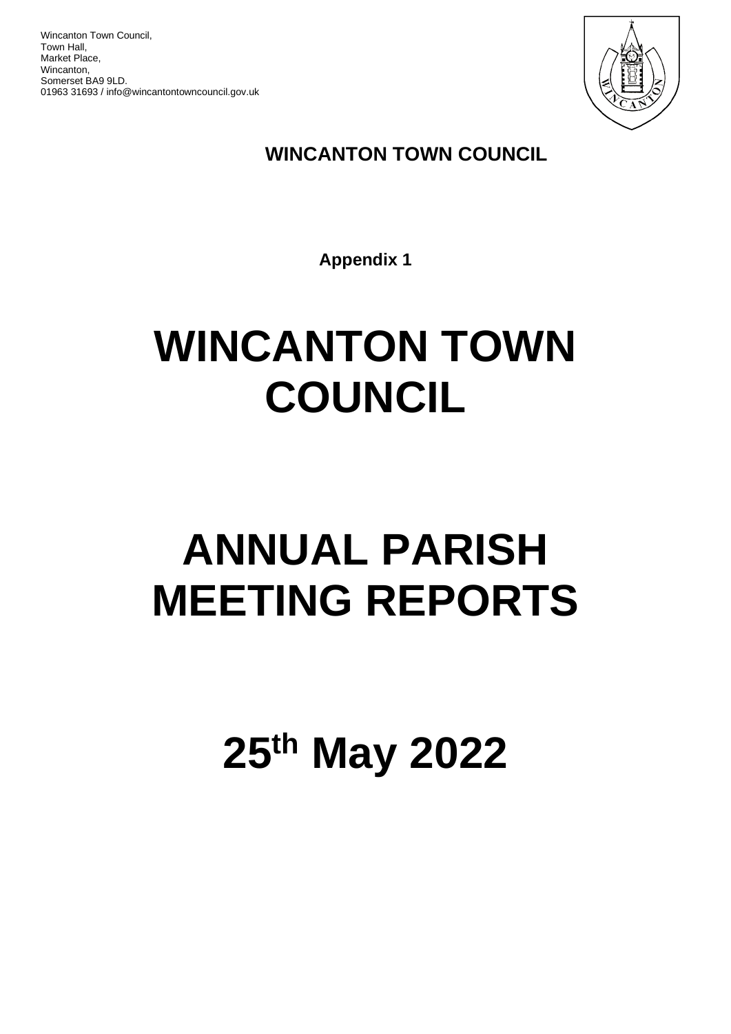Wincanton Town Council,
Town Hall,
Market Place,
Wincanton,
Somerset BA9 9LD.
01963 31693 / info@wincantontowncouncil.gov.uk

**WINCANTON TOWN COUNCIL**

**Appendix 1**

# WINCANTON TOWN COUNCIL

# ANNUAL PARISH MEETING REPORTS

# 25th May 2022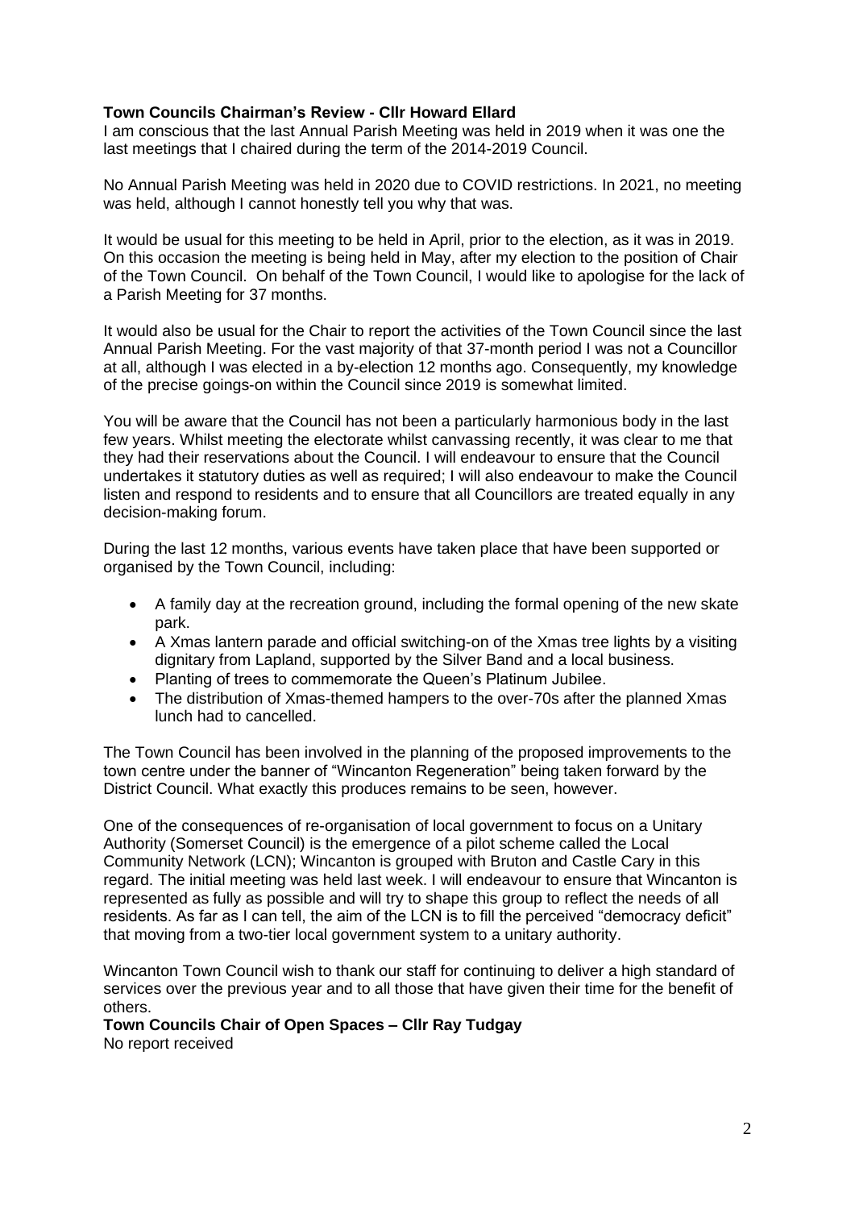**Town Councils Chairman's Review - Cllr Howard Ellard**

I am conscious that the last Annual Parish Meeting was held in 2019 when it was one the last meetings that I chaired during the term of the 2014-2019 Council.

No Annual Parish Meeting was held in 2020 due to COVID restrictions. In 2021, no meeting was held, although I cannot honestly tell you why that was.

It would be usual for this meeting to be held in April, prior to the election, as it was in 2019. On this occasion the meeting is being held in May, after my election to the position of Chair of the Town Council. On behalf of the Town Council, I would like to apologise for the lack of a Parish Meeting for 37 months.

It would also be usual for the Chair to report the activities of the Town Council since the last Annual Parish Meeting. For the vast majority of that 37-month period I was not a Councillor at all, although I was elected in a by-election 12 months ago. Consequently, my knowledge of the precise goings-on within the Council since 2019 is somewhat limited.

You will be aware that the Council has not been a particularly harmonious body in the last few years. Whilst meeting the electorate whilst canvassing recently, it was clear to me that they had their reservations about the Council. I will endeavour to ensure that the Council undertakes it statutory duties as well as required; I will also endeavour to make the Council listen and respond to residents and to ensure that all Councillors are treated equally in any decision-making forum.

During the last 12 months, various events have taken place that have been supported or organised by the Town Council, including:

- A family day at the recreation ground, including the formal opening of the new skate park.
- A Xmas lantern parade and official switching-on of the Xmas tree lights by a visiting dignitary from Lapland, supported by the Silver Band and a local business.
- Planting of trees to commemorate the Queen's Platinum Jubilee.
- The distribution of Xmas-themed hampers to the over-70s after the planned Xmas lunch had to cancelled.

The Town Council has been involved in the planning of the proposed improvements to the town centre under the banner of "Wincanton Regeneration" being taken forward by the District Council. What exactly this produces remains to be seen, however.

One of the consequences of re-organisation of local government to focus on a Unitary Authority (Somerset Council) is the emergence of a pilot scheme called the Local Community Network (LCN); Wincanton is grouped with Bruton and Castle Cary in this regard. The initial meeting was held last week. I will endeavour to ensure that Wincanton is represented as fully as possible and will try to shape this group to reflect the needs of all residents. As far as I can tell, the aim of the LCN is to fill the perceived "democracy deficit" that moving from a two-tier local government system to a unitary authority.

Wincanton Town Council wish to thank our staff for continuing to deliver a high standard of services over the previous year and to all those that have given their time for the benefit of others.

**Town Councils Chair of Open Spaces – Cllr Ray Tudgay**

No report received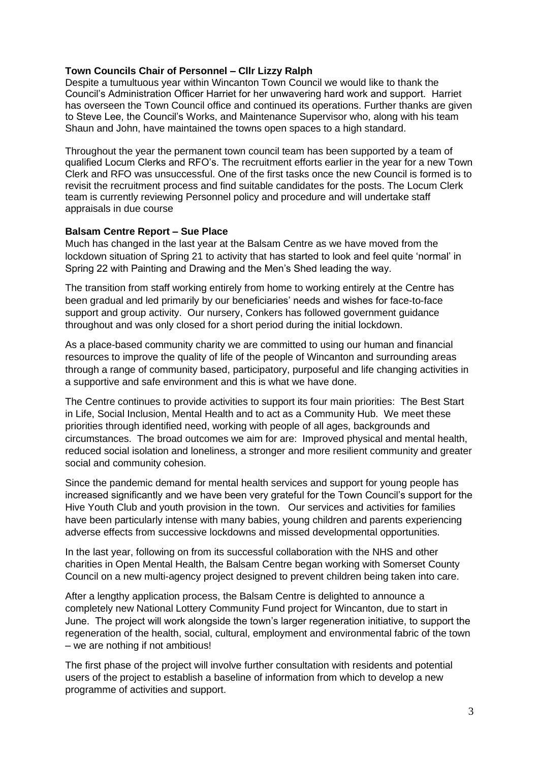**Town Councils Chair of Personnel – Cllr Lizzy Ralph**

Despite a tumultuous year within Wincanton Town Council we would like to thank the Council's Administration Officer Harriet for her unwavering hard work and support. Harriet has overseen the Town Council office and continued its operations. Further thanks are given to Steve Lee, the Council's Works, and Maintenance Supervisor who, along with his team Shaun and John, have maintained the towns open spaces to a high standard.

Throughout the year the permanent town council team has been supported by a team of qualified Locum Clerks and RFO's. The recruitment efforts earlier in the year for a new Town Clerk and RFO was unsuccessful. One of the first tasks once the new Council is formed is to revisit the recruitment process and find suitable candidates for the posts. The Locum Clerk team is currently reviewing Personnel policy and procedure and will undertake staff appraisals in due course

**Balsam Centre Report – Sue Place**

Much has changed in the last year at the Balsam Centre as we have moved from the lockdown situation of Spring 21 to activity that has started to look and feel quite 'normal' in Spring 22 with Painting and Drawing and the Men's Shed leading the way.

The transition from staff working entirely from home to working entirely at the Centre has been gradual and led primarily by our beneficiaries' needs and wishes for face-to-face support and group activity. Our nursery, Conkers has followed government guidance throughout and was only closed for a short period during the initial lockdown.

As a place-based community charity we are committed to using our human and financial resources to improve the quality of life of the people of Wincanton and surrounding areas through a range of community based, participatory, purposeful and life changing activities in a supportive and safe environment and this is what we have done.

The Centre continues to provide activities to support its four main priorities: The Best Start in Life, Social Inclusion, Mental Health and to act as a Community Hub. We meet these priorities through identified need, working with people of all ages, backgrounds and circumstances. The broad outcomes we aim for are: Improved physical and mental health, reduced social isolation and loneliness, a stronger and more resilient community and greater social and community cohesion.

Since the pandemic demand for mental health services and support for young people has increased significantly and we have been very grateful for the Town Council's support for the Hive Youth Club and youth provision in the town. Our services and activities for families have been particularly intense with many babies, young children and parents experiencing adverse effects from successive lockdowns and missed developmental opportunities.

In the last year, following on from its successful collaboration with the NHS and other charities in Open Mental Health, the Balsam Centre began working with Somerset County Council on a new multi-agency project designed to prevent children being taken into care.

After a lengthy application process, the Balsam Centre is delighted to announce a completely new National Lottery Community Fund project for Wincanton, due to start in June. The project will work alongside the town's larger regeneration initiative, to support the regeneration of the health, social, cultural, employment and environmental fabric of the town – we are nothing if not ambitious!

The first phase of the project will involve further consultation with residents and potential users of the project to establish a baseline of information from which to develop a new programme of activities and support.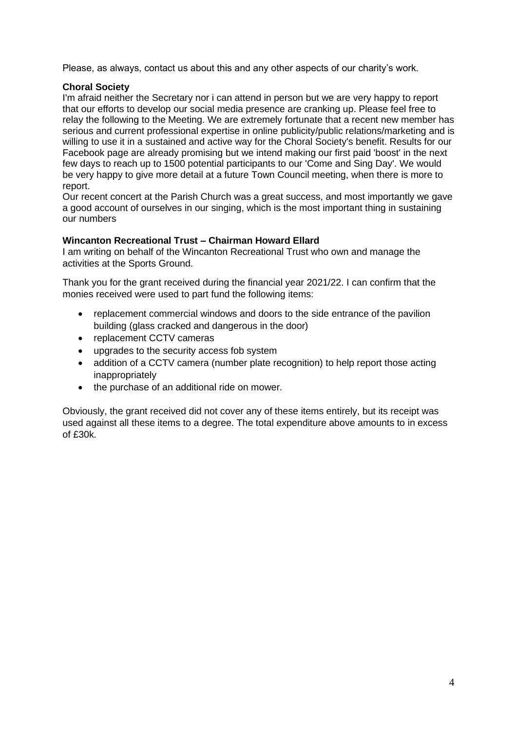Please, as always, contact us about this and any other aspects of our charity's work.

**Choral Society**

I'm afraid neither the Secretary nor i can attend in person but we are very happy to report that our efforts to develop our social media presence are cranking up. Please feel free to relay the following to the Meeting. We are extremely fortunate that a recent new member has serious and current professional expertise in online publicity/public relations/marketing and is willing to use it in a sustained and active way for the Choral Society's benefit. Results for our Facebook page are already promising but we intend making our first paid 'boost' in the next few days to reach up to 1500 potential participants to our 'Come and Sing Day'. We would be very happy to give more detail at a future Town Council meeting, when there is more to report.

Our recent concert at the Parish Church was a great success, and most importantly we gave a good account of ourselves in our singing, which is the most important thing in sustaining our numbers

**Wincanton Recreational Trust – Chairman Howard Ellard**

I am writing on behalf of the Wincanton Recreational Trust who own and manage the activities at the Sports Ground.

Thank you for the grant received during the financial year 2021/22. I can confirm that the monies received were used to part fund the following items:

- replacement commercial windows and doors to the side entrance of the pavilion building (glass cracked and dangerous in the door)
- replacement CCTV cameras
- upgrades to the security access fob system
- addition of a CCTV camera (number plate recognition) to help report those acting inappropriately
- the purchase of an additional ride on mower.

Obviously, the grant received did not cover any of these items entirely, but its receipt was used against all these items to a degree. The total expenditure above amounts to in excess of £30k.